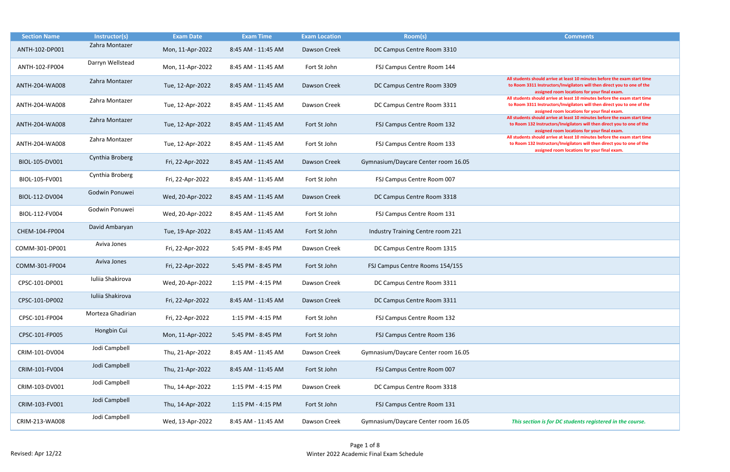| Section Name | Instructor(s) | Exam Date | Exam Time | Exam Location | Room(s) | Comments |
|---|---|---|---|---|---|---|
| ANTH-102-DP001 | Zahra Montazer | Mon, 11-Apr-2022 | 8:45 AM - 11:45 AM | Dawson Creek | DC Campus Centre Room 3310 | |
| ANTH-102-FP004 | Darryn Wellstead | Mon, 11-Apr-2022 | 8:45 AM - 11:45 AM | Fort St John | FSJ Campus Centre Room 144 | |
| ANTH-204-WA008 | Zahra Montazer | Tue, 12-Apr-2022 | 8:45 AM - 11:45 AM | Dawson Creek | DC Campus Centre Room 3309 | **All students should arrive at least 10 minutes before the exam start time to Room 3311 Instructors/Invigilators will then direct you to one of the assigned room locations for your final exam.** |
| ANTH-204-WA008 | Zahra Montazer | Tue, 12-Apr-2022 | 8:45 AM - 11:45 AM | Dawson Creek | DC Campus Centre Room 3311 | **All students should arrive at least 10 minutes before the exam start time to Room 3311 Instructors/Invigilators will then direct you to one of the assigned room locations for your final exam.** |
| ANTH-204-WA008 | Zahra Montazer | Tue, 12-Apr-2022 | 8:45 AM - 11:45 AM | Fort St John | FSJ Campus Centre Room 132 | **All students should arrive at least 10 minutes before the exam start time to Room 132 Instructors/Invigilators will then direct you to one of the assigned room locations for your final exam.** |
| ANTH-204-WA008 | Zahra Montazer | Tue, 12-Apr-2022 | 8:45 AM - 11:45 AM | Fort St John | FSJ Campus Centre Room 133 | **All students should arrive at least 10 minutes before the exam start time to Room 132 Instructors/Invigilators will then direct you to one of the assigned room locations for your final exam.** |
| BIOL-105-DV001 | Cynthia Broberg | Fri, 22-Apr-2022 | 8:45 AM - 11:45 AM | Dawson Creek | Gymnasium/Daycare Center room 16.05 | |
| BIOL-105-FV001 | Cynthia Broberg | Fri, 22-Apr-2022 | 8:45 AM - 11:45 AM | Fort St John | FSJ Campus Centre Room 007 | |
| BIOL-112-DV004 | Godwin Ponuwei | Wed, 20-Apr-2022 | 8:45 AM - 11:45 AM | Dawson Creek | DC Campus Centre Room 3318 | |
| BIOL-112-FV004 | Godwin Ponuwei | Wed, 20-Apr-2022 | 8:45 AM - 11:45 AM | Fort St John | FSJ Campus Centre Room 131 | |
| CHEM-104-FP004 | David Ambaryan | Tue, 19-Apr-2022 | 8:45 AM - 11:45 AM | Fort St John | Industry Training Centre room 221 | |
| COMM-301-DP001 | Aviva Jones | Fri, 22-Apr-2022 | 5:45 PM - 8:45 PM | Dawson Creek | DC Campus Centre Room 1315 | |
| COMM-301-FP004 | Aviva Jones | Fri, 22-Apr-2022 | 5:45 PM - 8:45 PM | Fort St John | FSJ Campus Centre Rooms 154/155 | |
| CPSC-101-DP001 | Iuliia Shakirova | Wed, 20-Apr-2022 | 1:15 PM - 4:15 PM | Dawson Creek | DC Campus Centre Room 3311 | |
| CPSC-101-DP002 | Iuliia Shakirova | Fri, 22-Apr-2022 | 8:45 AM - 11:45 AM | Dawson Creek | DC Campus Centre Room 3311 | |
| CPSC-101-FP004 | Morteza Ghadirian | Fri, 22-Apr-2022 | 1:15 PM - 4:15 PM | Fort St John | FSJ Campus Centre Room 132 | |
| CPSC-101-FP005 | Hongbin Cui | Mon, 11-Apr-2022 | 5:45 PM - 8:45 PM | Fort St John | FSJ Campus Centre Room 136 | |
| CRIM-101-DV004 | Jodi Campbell | Thu, 21-Apr-2022 | 8:45 AM - 11:45 AM | Dawson Creek | Gymnasium/Daycare Center room 16.05 | |
| CRIM-101-FV004 | Jodi Campbell | Thu, 21-Apr-2022 | 8:45 AM - 11:45 AM | Fort St John | FSJ Campus Centre Room 007 | |
| CRIM-103-DV001 | Jodi Campbell | Thu, 14-Apr-2022 | 1:15 PM - 4:15 PM | Dawson Creek | DC Campus Centre Room 3318 | |
| CRIM-103-FV001 | Jodi Campbell | Thu, 14-Apr-2022 | 1:15 PM - 4:15 PM | Fort St John | FSJ Campus Centre Room 131 | |
| CRIM-213-WA008 | Jodi Campbell | Wed, 13-Apr-2022 | 8:45 AM - 11:45 AM | Dawson Creek | Gymnasium/Daycare Center room 16.05 | ***This section is for DC students registered in the course.*** |

Revised: Apr 12/22

Winter 2022 Academic Final Exam Schedule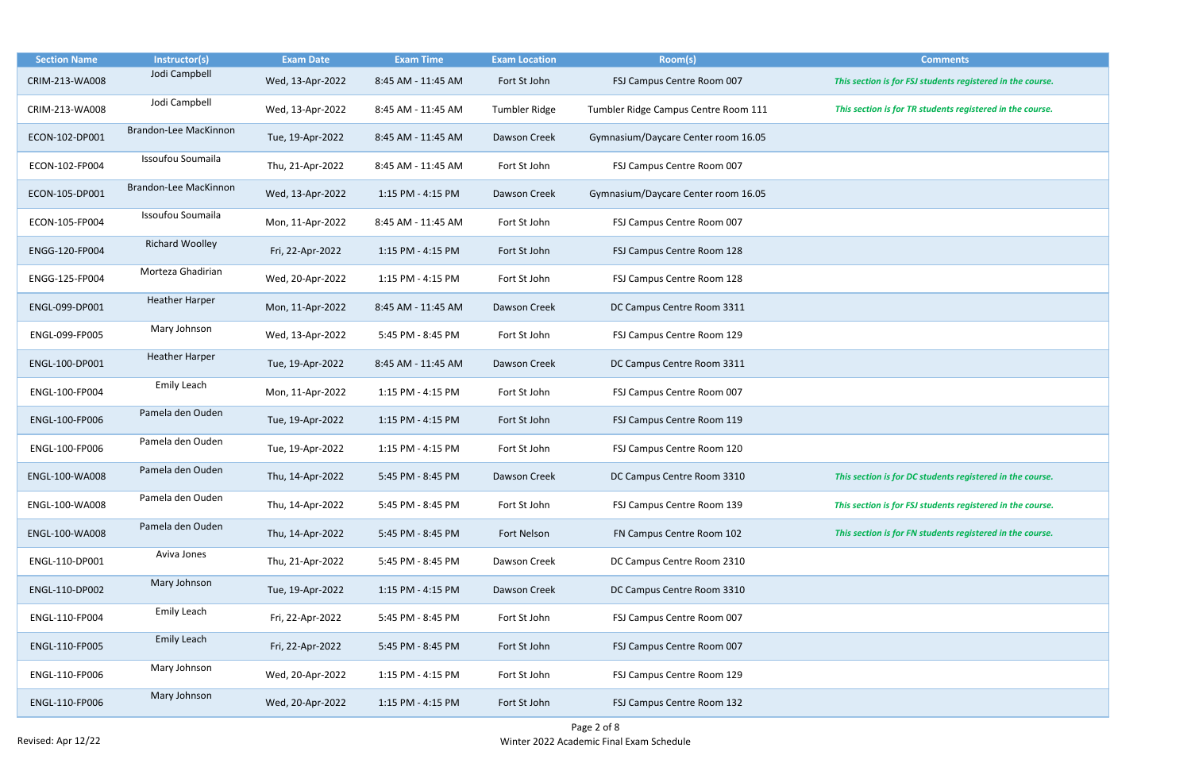| Section Name | Instructor(s) | Exam Date | Exam Time | Exam Location | Room(s) | Comments |
|---|---|---|---|---|---|---|
| CRIM-213-WA008 | Jodi Campbell | Wed, 13-Apr-2022 | 8:45 AM - 11:45 AM | Fort St John | FSJ Campus Centre Room 007 | *This section is for FSJ students registered in the course.* |
| CRIM-213-WA008 | Jodi Campbell | Wed, 13-Apr-2022 | 8:45 AM - 11:45 AM | Tumbler Ridge | Tumbler Ridge Campus Centre Room 111 | *This section is for TR students registered in the course.* |
| ECON-102-DP001 | Brandon-Lee MacKinnon | Tue, 19-Apr-2022 | 8:45 AM - 11:45 AM | Dawson Creek | Gymnasium/Daycare Center room 16.05 | |
| ECON-102-FP004 | Issoufou Soumaila | Thu, 21-Apr-2022 | 8:45 AM - 11:45 AM | Fort St John | FSJ Campus Centre Room 007 | |
| ECON-105-DP001 | Brandon-Lee MacKinnon | Wed, 13-Apr-2022 | 1:15 PM - 4:15 PM | Dawson Creek | Gymnasium/Daycare Center room 16.05 | |
| ECON-105-FP004 | Issoufou Soumaila | Mon, 11-Apr-2022 | 8:45 AM - 11:45 AM | Fort St John | FSJ Campus Centre Room 007 | |
| ENGG-120-FP004 | Richard Woolley | Fri, 22-Apr-2022 | 1:15 PM - 4:15 PM | Fort St John | FSJ Campus Centre Room 128 | |
| ENGG-125-FP004 | Morteza Ghadirian | Wed, 20-Apr-2022 | 1:15 PM - 4:15 PM | Fort St John | FSJ Campus Centre Room 128 | |
| ENGL-099-DP001 | Heather Harper | Mon, 11-Apr-2022 | 8:45 AM - 11:45 AM | Dawson Creek | DC Campus Centre Room 3311 | |
| ENGL-099-FP005 | Mary Johnson | Wed, 13-Apr-2022 | 5:45 PM - 8:45 PM | Fort St John | FSJ Campus Centre Room 129 | |
| ENGL-100-DP001 | Heather Harper | Tue, 19-Apr-2022 | 8:45 AM - 11:45 AM | Dawson Creek | DC Campus Centre Room 3311 | |
| ENGL-100-FP004 | Emily Leach | Mon, 11-Apr-2022 | 1:15 PM - 4:15 PM | Fort St John | FSJ Campus Centre Room 007 | |
| ENGL-100-FP006 | Pamela den Ouden | Tue, 19-Apr-2022 | 1:15 PM - 4:15 PM | Fort St John | FSJ Campus Centre Room 119 | |
| ENGL-100-FP006 | Pamela den Ouden | Tue, 19-Apr-2022 | 1:15 PM - 4:15 PM | Fort St John | FSJ Campus Centre Room 120 | |
| ENGL-100-WA008 | Pamela den Ouden | Thu, 14-Apr-2022 | 5:45 PM - 8:45 PM | Dawson Creek | DC Campus Centre Room 3310 | *This section is for DC students registered in the course.* |
| ENGL-100-WA008 | Pamela den Ouden | Thu, 14-Apr-2022 | 5:45 PM - 8:45 PM | Fort St John | FSJ Campus Centre Room 139 | *This section is for FSJ students registered in the course.* |
| ENGL-100-WA008 | Pamela den Ouden | Thu, 14-Apr-2022 | 5:45 PM - 8:45 PM | Fort Nelson | FN Campus Centre Room 102 | *This section is for FN students registered in the course.* |
| ENGL-110-DP001 | Aviva Jones | Thu, 21-Apr-2022 | 5:45 PM - 8:45 PM | Dawson Creek | DC Campus Centre Room 2310 | |
| ENGL-110-DP002 | Mary Johnson | Tue, 19-Apr-2022 | 1:15 PM - 4:15 PM | Dawson Creek | DC Campus Centre Room 3310 | |
| ENGL-110-FP004 | Emily Leach | Fri, 22-Apr-2022 | 5:45 PM - 8:45 PM | Fort St John | FSJ Campus Centre Room 007 | |
| ENGL-110-FP005 | Emily Leach | Fri, 22-Apr-2022 | 5:45 PM - 8:45 PM | Fort St John | FSJ Campus Centre Room 007 | |
| ENGL-110-FP006 | Mary Johnson | Wed, 20-Apr-2022 | 1:15 PM - 4:15 PM | Fort St John | FSJ Campus Centre Room 129 | |
| ENGL-110-FP006 | Mary Johnson | Wed, 20-Apr-2022 | 1:15 PM - 4:15 PM | Fort St John | FSJ Campus Centre Room 132 | |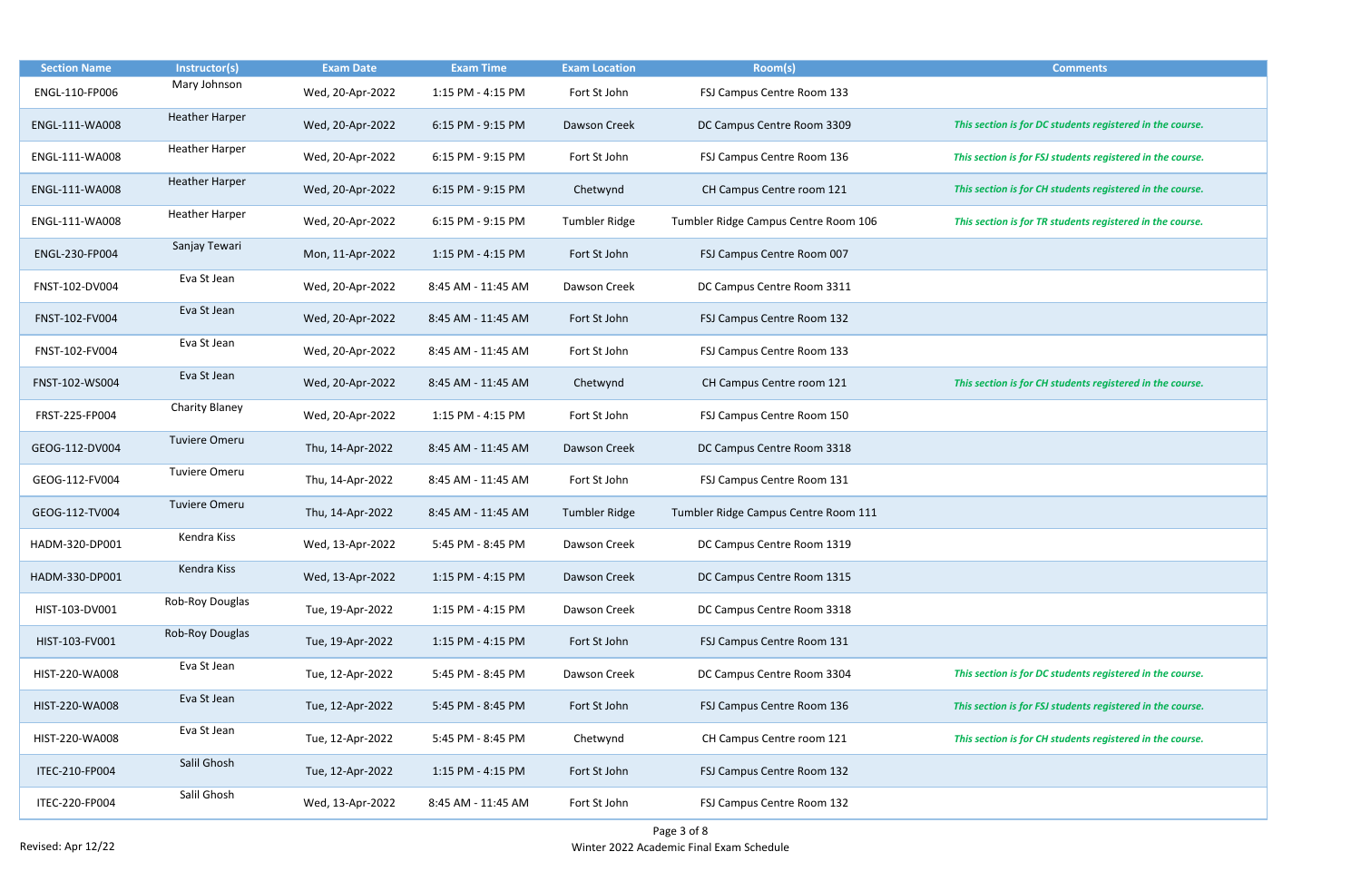| Section Name | Instructor(s) | Exam Date | Exam Time | Exam Location | Room(s) | Comments |
| --- | --- | --- | --- | --- | --- | --- |
| ENGL-110-FP006 | Mary Johnson | Wed, 20-Apr-2022 | 1:15 PM - 4:15 PM | Fort St John | FSJ Campus Centre Room 133 | |
| ENGL-111-WA008 | Heather Harper | Wed, 20-Apr-2022 | 6:15 PM - 9:15 PM | Dawson Creek | DC Campus Centre Room 3309 | *This section is for DC students registered in the course.* |
| ENGL-111-WA008 | Heather Harper | Wed, 20-Apr-2022 | 6:15 PM - 9:15 PM | Fort St John | FSJ Campus Centre Room 136 | *This section is for FSJ students registered in the course.* |
| ENGL-111-WA008 | Heather Harper | Wed, 20-Apr-2022 | 6:15 PM - 9:15 PM | Chetwynd | CH Campus Centre room 121 | *This section is for CH students registered in the course.* |
| ENGL-111-WA008 | Heather Harper | Wed, 20-Apr-2022 | 6:15 PM - 9:15 PM | Tumbler Ridge | Tumbler Ridge Campus Centre Room 106 | *This section is for TR students registered in the course.* |
| ENGL-230-FP004 | Sanjay Tewari | Mon, 11-Apr-2022 | 1:15 PM - 4:15 PM | Fort St John | FSJ Campus Centre Room 007 | |
| FNST-102-DV004 | Eva St Jean | Wed, 20-Apr-2022 | 8:45 AM - 11:45 AM | Dawson Creek | DC Campus Centre Room 3311 | |
| FNST-102-FV004 | Eva St Jean | Wed, 20-Apr-2022 | 8:45 AM - 11:45 AM | Fort St John | FSJ Campus Centre Room 132 | |
| FNST-102-FV004 | Eva St Jean | Wed, 20-Apr-2022 | 8:45 AM - 11:45 AM | Fort St John | FSJ Campus Centre Room 133 | |
| FNST-102-WS004 | Eva St Jean | Wed, 20-Apr-2022 | 8:45 AM - 11:45 AM | Chetwynd | CH Campus Centre room 121 | *This section is for CH students registered in the course.* |
| FRST-225-FP004 | Charity Blaney | Wed, 20-Apr-2022 | 1:15 PM - 4:15 PM | Fort St John | FSJ Campus Centre Room 150 | |
| GEOG-112-DV004 | Tuviere Omeru | Thu, 14-Apr-2022 | 8:45 AM - 11:45 AM | Dawson Creek | DC Campus Centre Room 3318 | |
| GEOG-112-FV004 | Tuviere Omeru | Thu, 14-Apr-2022 | 8:45 AM - 11:45 AM | Fort St John | FSJ Campus Centre Room 131 | |
| GEOG-112-TV004 | Tuviere Omeru | Thu, 14-Apr-2022 | 8:45 AM - 11:45 AM | Tumbler Ridge | Tumbler Ridge Campus Centre Room 111 | |
| HADM-320-DP001 | Kendra Kiss | Wed, 13-Apr-2022 | 5:45 PM - 8:45 PM | Dawson Creek | DC Campus Centre Room 1319 | |
| HADM-330-DP001 | Kendra Kiss | Wed, 13-Apr-2022 | 1:15 PM - 4:15 PM | Dawson Creek | DC Campus Centre Room 1315 | |
| HIST-103-DV001 | Rob-Roy Douglas | Tue, 19-Apr-2022 | 1:15 PM - 4:15 PM | Dawson Creek | DC Campus Centre Room 3318 | |
| HIST-103-FV001 | Rob-Roy Douglas | Tue, 19-Apr-2022 | 1:15 PM - 4:15 PM | Fort St John | FSJ Campus Centre Room 131 | |
| HIST-220-WA008 | Eva St Jean | Tue, 12-Apr-2022 | 5:45 PM - 8:45 PM | Dawson Creek | DC Campus Centre Room 3304 | *This section is for DC students registered in the course.* |
| HIST-220-WA008 | Eva St Jean | Tue, 12-Apr-2022 | 5:45 PM - 8:45 PM | Fort St John | FSJ Campus Centre Room 136 | *This section is for FSJ students registered in the course.* |
| HIST-220-WA008 | Eva St Jean | Tue, 12-Apr-2022 | 5:45 PM - 8:45 PM | Chetwynd | CH Campus Centre room 121 | *This section is for CH students registered in the course.* |
| ITEC-210-FP004 | Salil Ghosh | Tue, 12-Apr-2022 | 1:15 PM - 4:15 PM | Fort St John | FSJ Campus Centre Room 132 | |
| ITEC-220-FP004 | Salil Ghosh | Wed, 13-Apr-2022 | 8:45 AM - 11:45 AM | Fort St John | FSJ Campus Centre Room 132 | |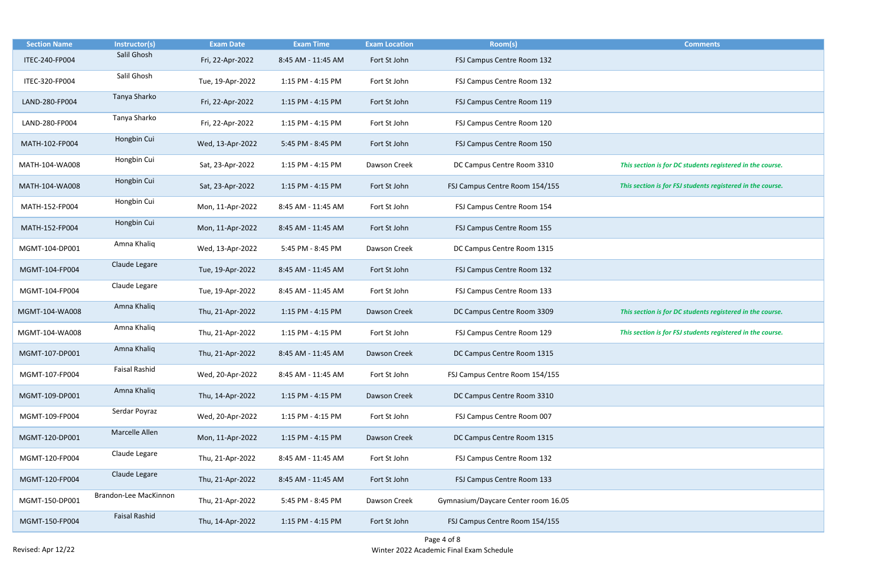| Section Name | Instructor(s) | Exam Date | Exam Time | Exam Location | Room(s) | Comments |
| --- | --- | --- | --- | --- | --- | --- |
| ITEC-240-FP004 | Salil Ghosh | Fri, 22-Apr-2022 | 8:45 AM - 11:45 AM | Fort St John | FSJ Campus Centre Room 132 | |
| ITEC-320-FP004 | Salil Ghosh | Tue, 19-Apr-2022 | 1:15 PM - 4:15 PM | Fort St John | FSJ Campus Centre Room 132 | |
| LAND-280-FP004 | Tanya Sharko | Fri, 22-Apr-2022 | 1:15 PM - 4:15 PM | Fort St John | FSJ Campus Centre Room 119 | |
| LAND-280-FP004 | Tanya Sharko | Fri, 22-Apr-2022 | 1:15 PM - 4:15 PM | Fort St John | FSJ Campus Centre Room 120 | |
| MATH-102-FP004 | Hongbin Cui | Wed, 13-Apr-2022 | 5:45 PM - 8:45 PM | Fort St John | FSJ Campus Centre Room 150 | |
| MATH-104-WA008 | Hongbin Cui | Sat, 23-Apr-2022 | 1:15 PM - 4:15 PM | Dawson Creek | DC Campus Centre Room 3310 | *This section is for DC students registered in the course.* |
| MATH-104-WA008 | Hongbin Cui | Sat, 23-Apr-2022 | 1:15 PM - 4:15 PM | Fort St John | FSJ Campus Centre Room 154/155 | *This section is for FSJ students registered in the course.* |
| MATH-152-FP004 | Hongbin Cui | Mon, 11-Apr-2022 | 8:45 AM - 11:45 AM | Fort St John | FSJ Campus Centre Room 154 | |
| MATH-152-FP004 | Hongbin Cui | Mon, 11-Apr-2022 | 8:45 AM - 11:45 AM | Fort St John | FSJ Campus Centre Room 155 | |
| MGMT-104-DP001 | Amna Khaliq | Wed, 13-Apr-2022 | 5:45 PM - 8:45 PM | Dawson Creek | DC Campus Centre Room 1315 | |
| MGMT-104-FP004 | Claude Legare | Tue, 19-Apr-2022 | 8:45 AM - 11:45 AM | Fort St John | FSJ Campus Centre Room 132 | |
| MGMT-104-FP004 | Claude Legare | Tue, 19-Apr-2022 | 8:45 AM - 11:45 AM | Fort St John | FSJ Campus Centre Room 133 | |
| MGMT-104-WA008 | Amna Khaliq | Thu, 21-Apr-2022 | 1:15 PM - 4:15 PM | Dawson Creek | DC Campus Centre Room 3309 | *This section is for DC students registered in the course.* |
| MGMT-104-WA008 | Amna Khaliq | Thu, 21-Apr-2022 | 1:15 PM - 4:15 PM | Fort St John | FSJ Campus Centre Room 129 | *This section is for FSJ students registered in the course.* |
| MGMT-107-DP001 | Amna Khaliq | Thu, 21-Apr-2022 | 8:45 AM - 11:45 AM | Dawson Creek | DC Campus Centre Room 1315 | |
| MGMT-107-FP004 | Faisal Rashid | Wed, 20-Apr-2022 | 8:45 AM - 11:45 AM | Fort St John | FSJ Campus Centre Room 154/155 | |
| MGMT-109-DP001 | Amna Khaliq | Thu, 14-Apr-2022 | 1:15 PM - 4:15 PM | Dawson Creek | DC Campus Centre Room 3310 | |
| MGMT-109-FP004 | Serdar Poyraz | Wed, 20-Apr-2022 | 1:15 PM - 4:15 PM | Fort St John | FSJ Campus Centre Room 007 | |
| MGMT-120-DP001 | Marcelle Allen | Mon, 11-Apr-2022 | 1:15 PM - 4:15 PM | Dawson Creek | DC Campus Centre Room 1315 | |
| MGMT-120-FP004 | Claude Legare | Thu, 21-Apr-2022 | 8:45 AM - 11:45 AM | Fort St John | FSJ Campus Centre Room 132 | |
| MGMT-120-FP004 | Claude Legare | Thu, 21-Apr-2022 | 8:45 AM - 11:45 AM | Fort St John | FSJ Campus Centre Room 133 | |
| MGMT-150-DP001 | Brandon-Lee MacKinnon | Thu, 21-Apr-2022 | 5:45 PM - 8:45 PM | Dawson Creek | Gymnasium/Daycare Center room 16.05 | |
| MGMT-150-FP004 | Faisal Rashid | Thu, 14-Apr-2022 | 1:15 PM - 4:15 PM | Fort St John | FSJ Campus Centre Room 154/155 | |

Revised: Apr 12/22

Winter 2022 Academic Final Exam Schedule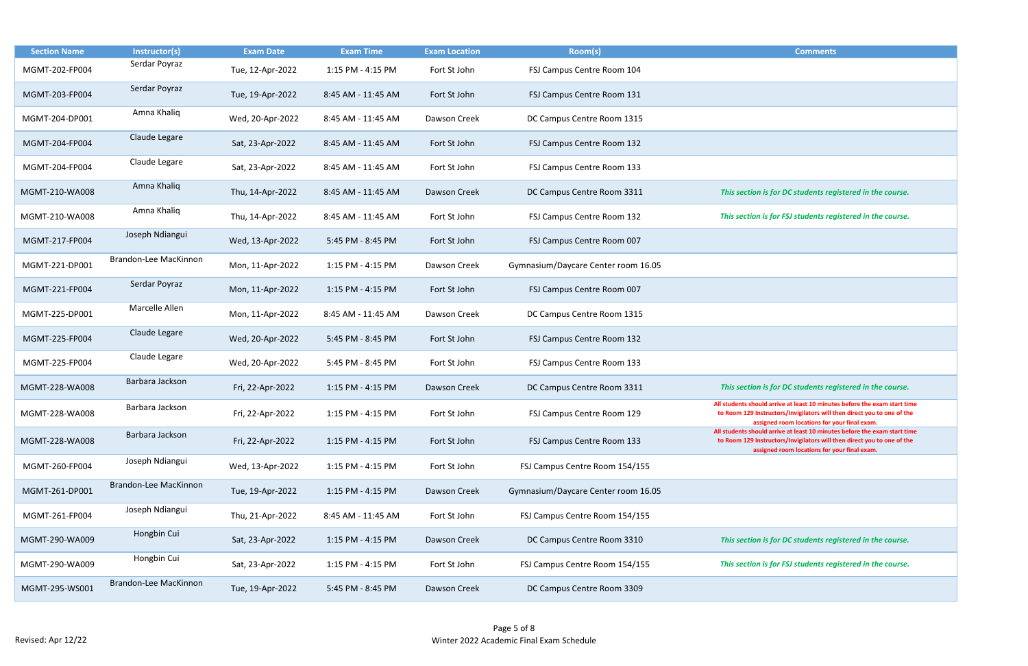| Section Name | Instructor(s) | Exam Date | Exam Time | Exam Location | Room(s) | Comments |
| --- | --- | --- | --- | --- | --- | --- |
| MGMT-202-FP004 | Serdar Poyraz | Tue, 12-Apr-2022 | 1:15 PM - 4:15 PM | Fort St John | FSJ Campus Centre Room 104 | |
| MGMT-203-FP004 | Serdar Poyraz | Tue, 19-Apr-2022 | 8:45 AM - 11:45 AM | Fort St John | FSJ Campus Centre Room 131 | |
| MGMT-204-DP001 | Amna Khaliq | Wed, 20-Apr-2022 | 8:45 AM - 11:45 AM | Dawson Creek | DC Campus Centre Room 1315 | |
| MGMT-204-FP004 | Claude Legare | Sat, 23-Apr-2022 | 8:45 AM - 11:45 AM | Fort St John | FSJ Campus Centre Room 132 | |
| MGMT-204-FP004 | Claude Legare | Sat, 23-Apr-2022 | 8:45 AM - 11:45 AM | Fort St John | FSJ Campus Centre Room 133 | |
| MGMT-210-WA008 | Amna Khaliq | Thu, 14-Apr-2022 | 8:45 AM - 11:45 AM | Dawson Creek | DC Campus Centre Room 3311 | *This section is for DC students registered in the course.* |
| MGMT-210-WA008 | Amna Khaliq | Thu, 14-Apr-2022 | 8:45 AM - 11:45 AM | Fort St John | FSJ Campus Centre Room 132 | *This section is for FSJ students registered in the course.* |
| MGMT-217-FP004 | Joseph Ndiangui | Wed, 13-Apr-2022 | 5:45 PM - 8:45 PM | Fort St John | FSJ Campus Centre Room 007 | |
| MGMT-221-DP001 | Brandon-Lee MacKinnon | Mon, 11-Apr-2022 | 1:15 PM - 4:15 PM | Dawson Creek | Gymnasium/Daycare Center room 16.05 | |
| MGMT-221-FP004 | Serdar Poyraz | Mon, 11-Apr-2022 | 1:15 PM - 4:15 PM | Fort St John | FSJ Campus Centre Room 007 | |
| MGMT-225-DP001 | Marcelle Allen | Mon, 11-Apr-2022 | 8:45 AM - 11:45 AM | Dawson Creek | DC Campus Centre Room 1315 | |
| MGMT-225-FP004 | Claude Legare | Wed, 20-Apr-2022 | 5:45 PM - 8:45 PM | Fort St John | FSJ Campus Centre Room 132 | |
| MGMT-225-FP004 | Claude Legare | Wed, 20-Apr-2022 | 5:45 PM - 8:45 PM | Fort St John | FSJ Campus Centre Room 133 | |
| MGMT-228-WA008 | Barbara Jackson | Fri, 22-Apr-2022 | 1:15 PM - 4:15 PM | Dawson Creek | DC Campus Centre Room 3311 | *This section is for DC students registered in the course.* |
| MGMT-228-WA008 | Barbara Jackson | Fri, 22-Apr-2022 | 1:15 PM - 4:15 PM | Fort St John | FSJ Campus Centre Room 129 | **All students should arrive at least 10 minutes before the exam start time to Room 129 Instructors/Invigilators will then direct you to one of the assigned room locations for your final exam.** |
| MGMT-228-WA008 | Barbara Jackson | Fri, 22-Apr-2022 | 1:15 PM - 4:15 PM | Fort St John | FSJ Campus Centre Room 133 | **All students should arrive at least 10 minutes before the exam start time to Room 129 Instructors/Invigilators will then direct you to one of the assigned room locations for your final exam.** |
| MGMT-260-FP004 | Joseph Ndiangui | Wed, 13-Apr-2022 | 1:15 PM - 4:15 PM | Fort St John | FSJ Campus Centre Room 154/155 | |
| MGMT-261-DP001 | Brandon-Lee MacKinnon | Tue, 19-Apr-2022 | 1:15 PM - 4:15 PM | Dawson Creek | Gymnasium/Daycare Center room 16.05 | |
| MGMT-261-FP004 | Joseph Ndiangui | Thu, 21-Apr-2022 | 8:45 AM - 11:45 AM | Fort St John | FSJ Campus Centre Room 154/155 | |
| MGMT-290-WA009 | Hongbin Cui | Sat, 23-Apr-2022 | 1:15 PM - 4:15 PM | Dawson Creek | DC Campus Centre Room 3310 | *This section is for DC students registered in the course.* |
| MGMT-290-WA009 | Hongbin Cui | Sat, 23-Apr-2022 | 1:15 PM - 4:15 PM | Fort St John | FSJ Campus Centre Room 154/155 | *This section is for FSJ students registered in the course.* |
| MGMT-295-WS001 | Brandon-Lee MacKinnon | Tue, 19-Apr-2022 | 5:45 PM - 8:45 PM | Dawson Creek | DC Campus Centre Room 3309 | |

Revised: Apr 12/22

Winter 2022 Academic Final Exam Schedule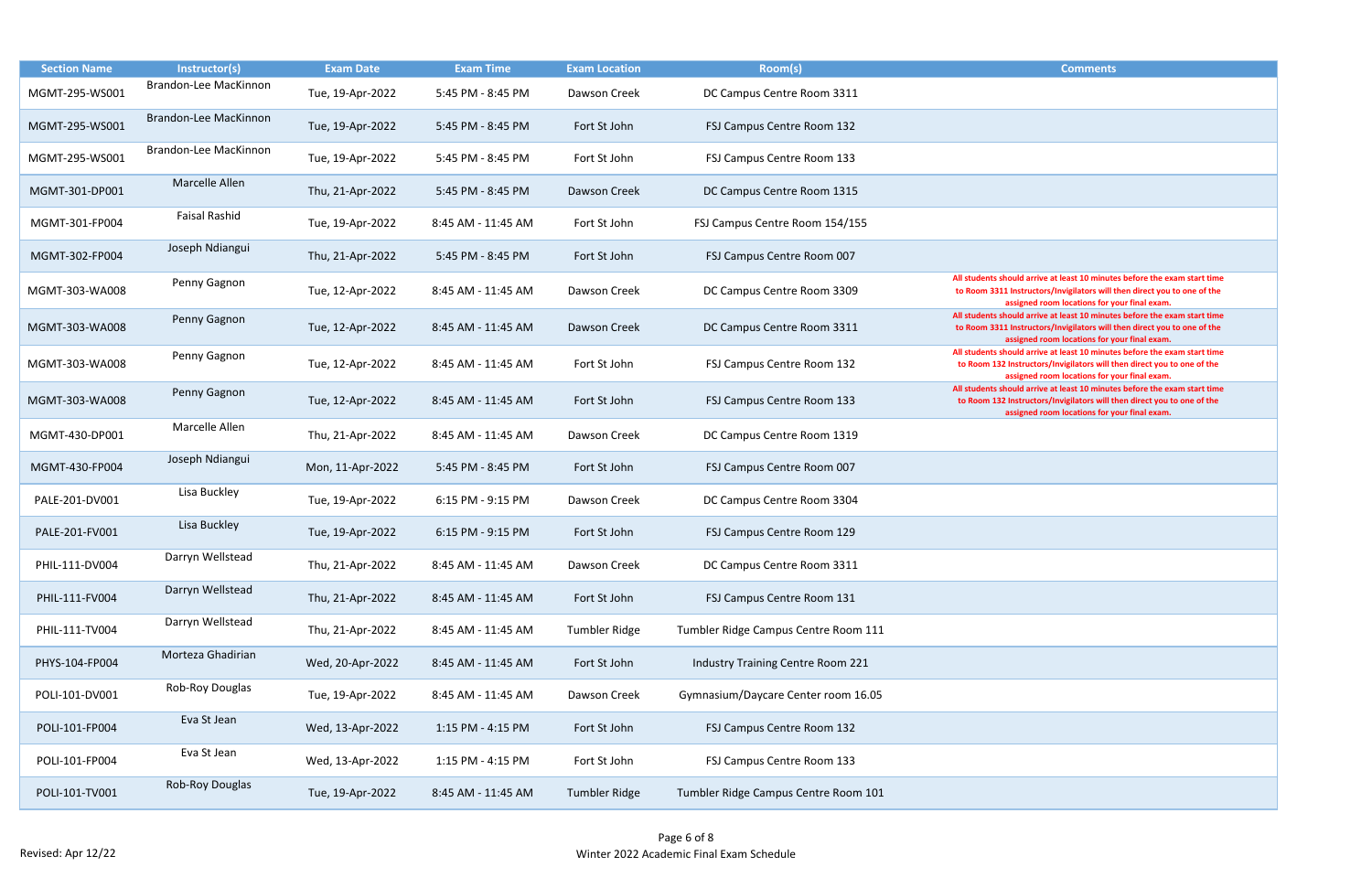| Section Name | Instructor(s) | Exam Date | Exam Time | Exam Location | Room(s) | Comments |
|---|---|---|---|---|---|---|
| MGMT-295-WS001 | Brandon-Lee MacKinnon | Tue, 19-Apr-2022 | 5:45 PM - 8:45 PM | Dawson Creek | DC Campus Centre Room 3311 | |
| MGMT-295-WS001 | Brandon-Lee MacKinnon | Tue, 19-Apr-2022 | 5:45 PM - 8:45 PM | Fort St John | FSJ Campus Centre Room 132 | |
| MGMT-295-WS001 | Brandon-Lee MacKinnon | Tue, 19-Apr-2022 | 5:45 PM - 8:45 PM | Fort St John | FSJ Campus Centre Room 133 | |
| MGMT-301-DP001 | Marcelle Allen | Thu, 21-Apr-2022 | 5:45 PM - 8:45 PM | Dawson Creek | DC Campus Centre Room 1315 | |
| MGMT-301-FP004 | Faisal Rashid | Tue, 19-Apr-2022 | 8:45 AM - 11:45 AM | Fort St John | FSJ Campus Centre Room 154/155 | |
| MGMT-302-FP004 | Joseph Ndiangui | Thu, 21-Apr-2022 | 5:45 PM - 8:45 PM | Fort St John | FSJ Campus Centre Room 007 | |
| MGMT-303-WA008 | Penny Gagnon | Tue, 12-Apr-2022 | 8:45 AM - 11:45 AM | Dawson Creek | DC Campus Centre Room 3309 | **All students should arrive at least 10 minutes before the exam start time to Room 3311 Instructors/Invigilators will then direct you to one of the assigned room locations for your final exam.** |
| MGMT-303-WA008 | Penny Gagnon | Tue, 12-Apr-2022 | 8:45 AM - 11:45 AM | Dawson Creek | DC Campus Centre Room 3311 | **All students should arrive at least 10 minutes before the exam start time to Room 3311 Instructors/Invigilators will then direct you to one of the assigned room locations for your final exam.** |
| MGMT-303-WA008 | Penny Gagnon | Tue, 12-Apr-2022 | 8:45 AM - 11:45 AM | Fort St John | FSJ Campus Centre Room 132 | **All students should arrive at least 10 minutes before the exam start time to Room 132 Instructors/Invigilators will then direct you to one of the assigned room locations for your final exam.** |
| MGMT-303-WA008 | Penny Gagnon | Tue, 12-Apr-2022 | 8:45 AM - 11:45 AM | Fort St John | FSJ Campus Centre Room 133 | **All students should arrive at least 10 minutes before the exam start time to Room 132 Instructors/Invigilators will then direct you to one of the assigned room locations for your final exam.** |
| MGMT-430-DP001 | Marcelle Allen | Thu, 21-Apr-2022 | 8:45 AM - 11:45 AM | Dawson Creek | DC Campus Centre Room 1319 | |
| MGMT-430-FP004 | Joseph Ndiangui | Mon, 11-Apr-2022 | 5:45 PM - 8:45 PM | Fort St John | FSJ Campus Centre Room 007 | |
| PALE-201-DV001 | Lisa Buckley | Tue, 19-Apr-2022 | 6:15 PM - 9:15 PM | Dawson Creek | DC Campus Centre Room 3304 | |
| PALE-201-FV001 | Lisa Buckley | Tue, 19-Apr-2022 | 6:15 PM - 9:15 PM | Fort St John | FSJ Campus Centre Room 129 | |
| PHIL-111-DV004 | Darryn Wellstead | Thu, 21-Apr-2022 | 8:45 AM - 11:45 AM | Dawson Creek | DC Campus Centre Room 3311 | |
| PHIL-111-FV004 | Darryn Wellstead | Thu, 21-Apr-2022 | 8:45 AM - 11:45 AM | Fort St John | FSJ Campus Centre Room 131 | |
| PHIL-111-TV004 | Darryn Wellstead | Thu, 21-Apr-2022 | 8:45 AM - 11:45 AM | Tumbler Ridge | Tumbler Ridge Campus Centre Room 111 | |
| PHYS-104-FP004 | Morteza Ghadirian | Wed, 20-Apr-2022 | 8:45 AM - 11:45 AM | Fort St John | Industry Training Centre Room 221 | |
| POLI-101-DV001 | Rob-Roy Douglas | Tue, 19-Apr-2022 | 8:45 AM - 11:45 AM | Dawson Creek | Gymnasium/Daycare Center room 16.05 | |
| POLI-101-FP004 | Eva St Jean | Wed, 13-Apr-2022 | 1:15 PM - 4:15 PM | Fort St John | FSJ Campus Centre Room 132 | |
| POLI-101-FP004 | Eva St Jean | Wed, 13-Apr-2022 | 1:15 PM - 4:15 PM | Fort St John | FSJ Campus Centre Room 133 | |
| POLI-101-TV001 | Rob-Roy Douglas | Tue, 19-Apr-2022 | 8:45 AM - 11:45 AM | Tumbler Ridge | Tumbler Ridge Campus Centre Room 101 | |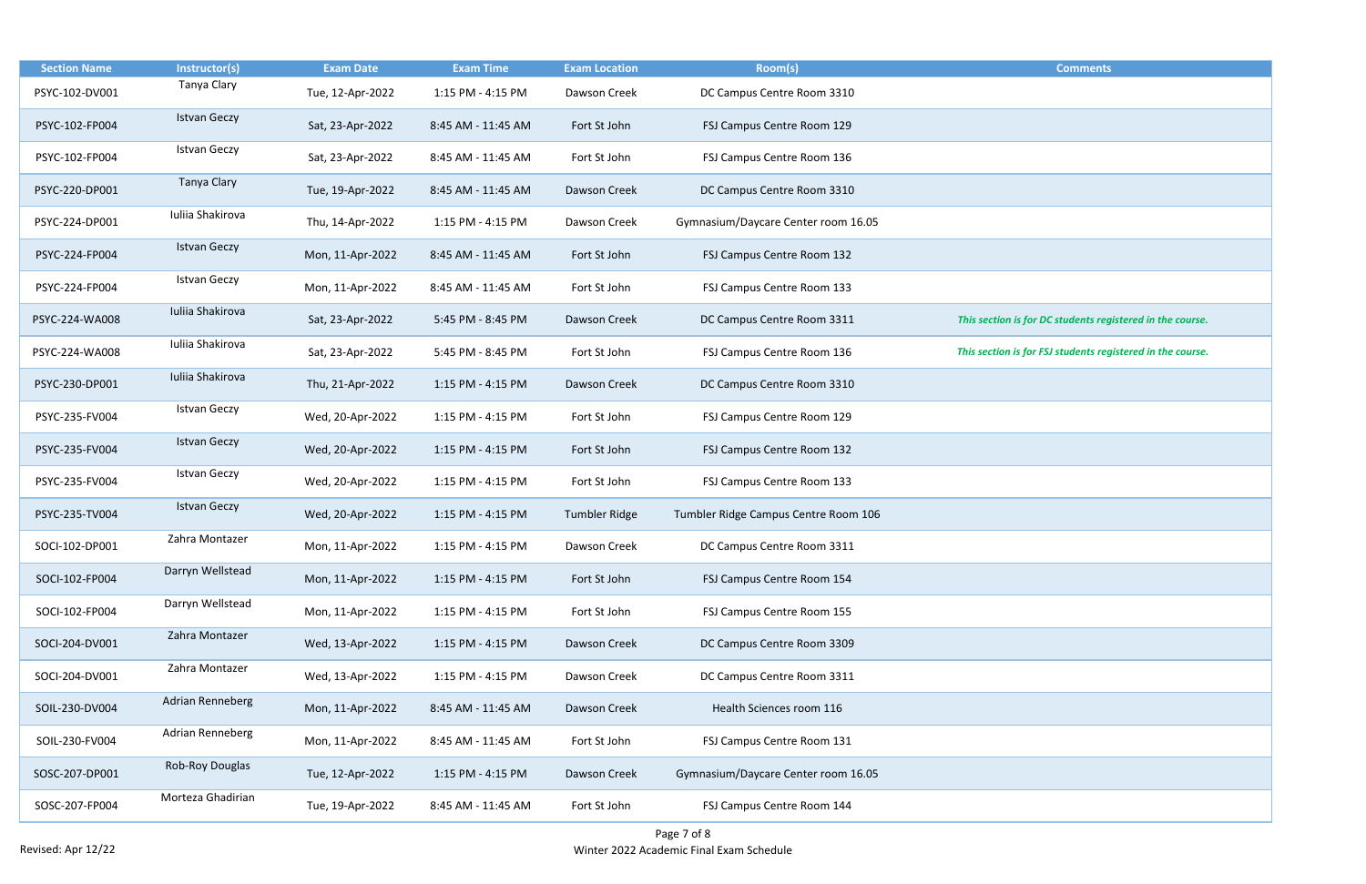| Section Name | Instructor(s) | Exam Date | Exam Time | Exam Location | Room(s) | Comments |
| --- | --- | --- | --- | --- | --- | --- |
| PSYC-102-DV001 | Tanya Clary | Tue, 12-Apr-2022 | 1:15 PM - 4:15 PM | Dawson Creek | DC Campus Centre Room 3310 | |
| PSYC-102-FP004 | Istvan Geczy | Sat, 23-Apr-2022 | 8:45 AM - 11:45 AM | Fort St John | FSJ Campus Centre Room 129 | |
| PSYC-102-FP004 | Istvan Geczy | Sat, 23-Apr-2022 | 8:45 AM - 11:45 AM | Fort St John | FSJ Campus Centre Room 136 | |
| PSYC-220-DP001 | Tanya Clary | Tue, 19-Apr-2022 | 8:45 AM - 11:45 AM | Dawson Creek | DC Campus Centre Room 3310 | |
| PSYC-224-DP001 | Iuliia Shakirova | Thu, 14-Apr-2022 | 1:15 PM - 4:15 PM | Dawson Creek | Gymnasium/Daycare Center room 16.05 | |
| PSYC-224-FP004 | Istvan Geczy | Mon, 11-Apr-2022 | 8:45 AM - 11:45 AM | Fort St John | FSJ Campus Centre Room 132 | |
| PSYC-224-FP004 | Istvan Geczy | Mon, 11-Apr-2022 | 8:45 AM - 11:45 AM | Fort St John | FSJ Campus Centre Room 133 | |
| PSYC-224-WA008 | Iuliia Shakirova | Sat, 23-Apr-2022 | 5:45 PM - 8:45 PM | Dawson Creek | DC Campus Centre Room 3311 | ***This section is for DC students registered in the course.*** |
| PSYC-224-WA008 | Iuliia Shakirova | Sat, 23-Apr-2022 | 5:45 PM - 8:45 PM | Fort St John | FSJ Campus Centre Room 136 | ***This section is for FSJ students registered in the course.*** |
| PSYC-230-DP001 | Iuliia Shakirova | Thu, 21-Apr-2022 | 1:15 PM - 4:15 PM | Dawson Creek | DC Campus Centre Room 3310 | |
| PSYC-235-FV004 | Istvan Geczy | Wed, 20-Apr-2022 | 1:15 PM - 4:15 PM | Fort St John | FSJ Campus Centre Room 129 | |
| PSYC-235-FV004 | Istvan Geczy | Wed, 20-Apr-2022 | 1:15 PM - 4:15 PM | Fort St John | FSJ Campus Centre Room 132 | |
| PSYC-235-FV004 | Istvan Geczy | Wed, 20-Apr-2022 | 1:15 PM - 4:15 PM | Fort St John | FSJ Campus Centre Room 133 | |
| PSYC-235-TV004 | Istvan Geczy | Wed, 20-Apr-2022 | 1:15 PM - 4:15 PM | Tumbler Ridge | Tumbler Ridge Campus Centre Room 106 | |
| SOCI-102-DP001 | Zahra Montazer | Mon, 11-Apr-2022 | 1:15 PM - 4:15 PM | Dawson Creek | DC Campus Centre Room 3311 | |
| SOCI-102-FP004 | Darryn Wellstead | Mon, 11-Apr-2022 | 1:15 PM - 4:15 PM | Fort St John | FSJ Campus Centre Room 154 | |
| SOCI-102-FP004 | Darryn Wellstead | Mon, 11-Apr-2022 | 1:15 PM - 4:15 PM | Fort St John | FSJ Campus Centre Room 155 | |
| SOCI-204-DV001 | Zahra Montazer | Wed, 13-Apr-2022 | 1:15 PM - 4:15 PM | Dawson Creek | DC Campus Centre Room 3309 | |
| SOCI-204-DV001 | Zahra Montazer | Wed, 13-Apr-2022 | 1:15 PM - 4:15 PM | Dawson Creek | DC Campus Centre Room 3311 | |
| SOIL-230-DV004 | Adrian Renneberg | Mon, 11-Apr-2022 | 8:45 AM - 11:45 AM | Dawson Creek | Health Sciences room 116 | |
| SOIL-230-FV004 | Adrian Renneberg | Mon, 11-Apr-2022 | 8:45 AM - 11:45 AM | Fort St John | FSJ Campus Centre Room 131 | |
| SOSC-207-DP001 | Rob-Roy Douglas | Tue, 12-Apr-2022 | 1:15 PM - 4:15 PM | Dawson Creek | Gymnasium/Daycare Center room 16.05 | |
| SOSC-207-FP004 | Morteza Ghadirian | Tue, 19-Apr-2022 | 8:45 AM - 11:45 AM | Fort St John | FSJ Campus Centre Room 144 | |

Revised: Apr 12/22

Winter 2022 Academic Final Exam Schedule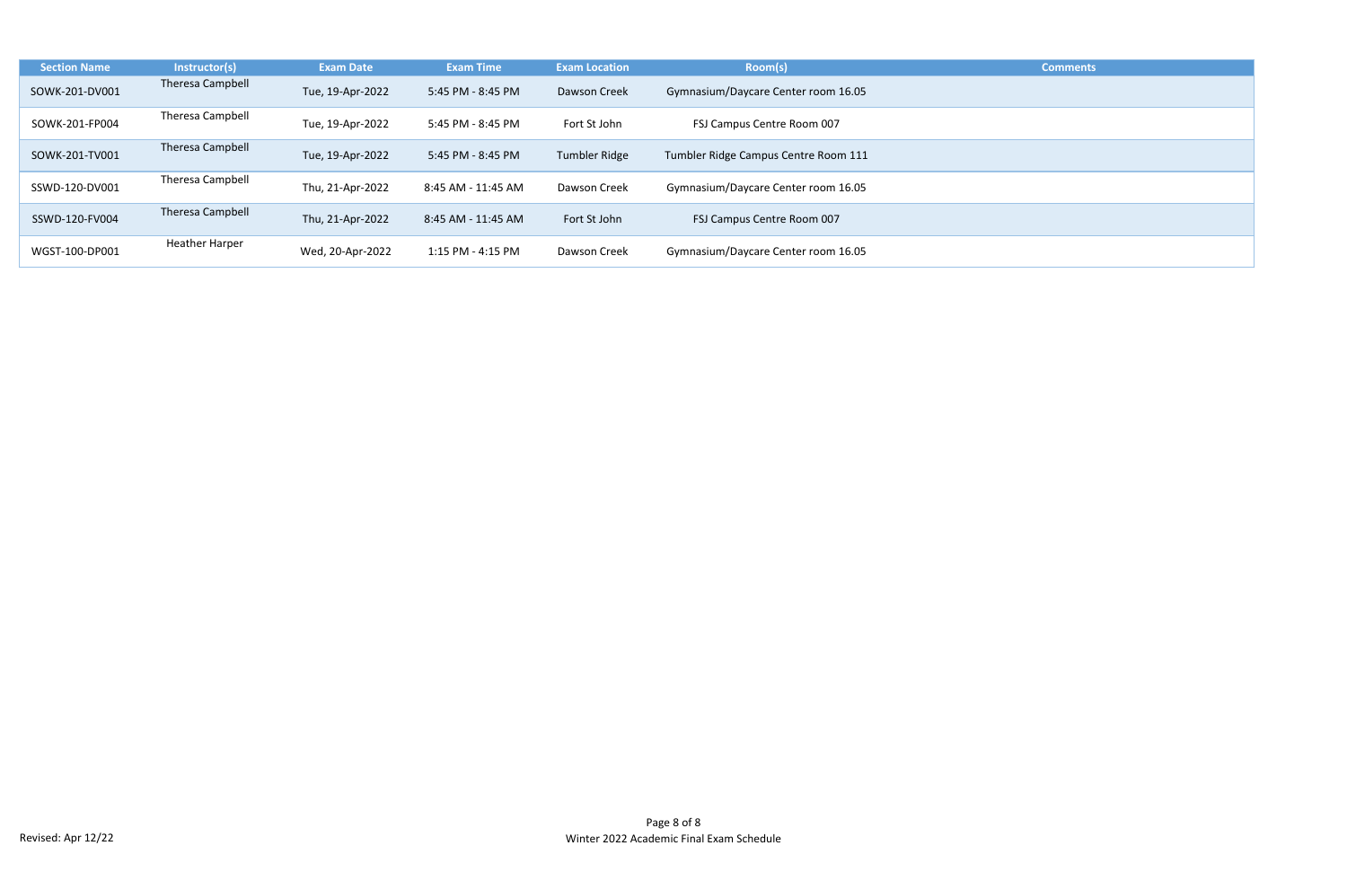| Section Name | Instructor(s) | Exam Date | Exam Time | Exam Location | Room(s) | Comments |
|---|---|---|---|---|---|---|
| SOWK-201-DV001 | Theresa Campbell | Tue, 19-Apr-2022 | 5:45 PM - 8:45 PM | Dawson Creek | Gymnasium/Daycare Center room 16.05 | |
| SOWK-201-FP004 | Theresa Campbell | Tue, 19-Apr-2022 | 5:45 PM - 8:45 PM | Fort St John | FSJ Campus Centre Room 007 | |
| SOWK-201-TV001 | Theresa Campbell | Tue, 19-Apr-2022 | 5:45 PM - 8:45 PM | Tumbler Ridge | Tumbler Ridge Campus Centre Room 111 | |
| SSWD-120-DV001 | Theresa Campbell | Thu, 21-Apr-2022 | 8:45 AM - 11:45 AM | Dawson Creek | Gymnasium/Daycare Center room 16.05 | |
| SSWD-120-FV004 | Theresa Campbell | Thu, 21-Apr-2022 | 8:45 AM - 11:45 AM | Fort St John | FSJ Campus Centre Room 007 | |
| WGST-100-DP001 | Heather Harper | Wed, 20-Apr-2022 | 1:15 PM - 4:15 PM | Dawson Creek | Gymnasium/Daycare Center room 16.05 | |

Revised: Apr 12/22

Winter 2022 Academic Final Exam Schedule